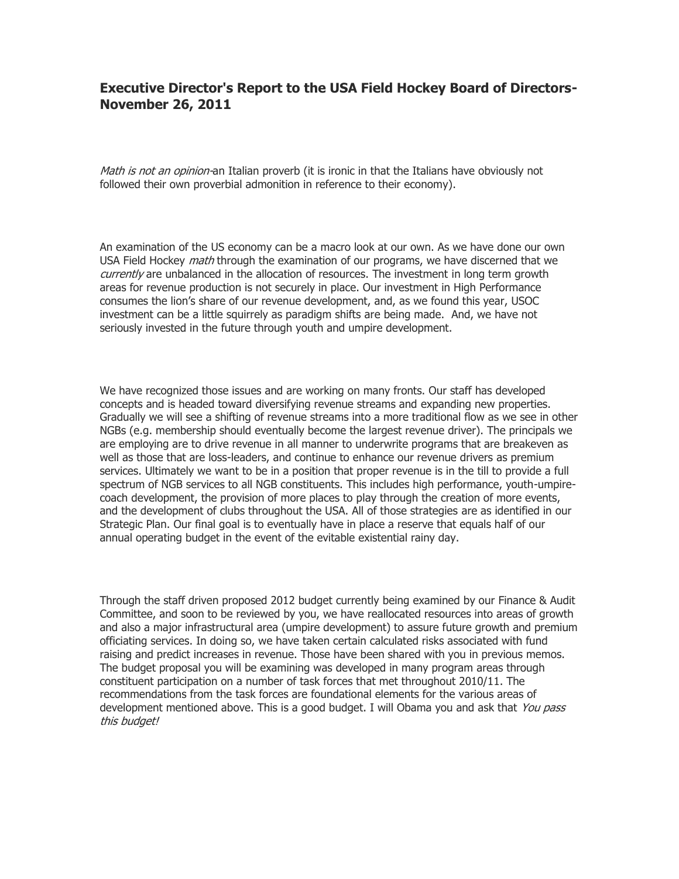## **Executive Director's Report to the USA Field Hockey Board of Directors-November 26, 2011**

*Math is not an opinion*-an Italian proverb (it is ironic in that the Italians have obviously not followed their own proverbial admonition in reference to their economy).

An examination of the US economy can be a macro look at our own. As we have done our own USA Field Hockey *math* through the examination of our programs, we have discerned that we *currently* are unbalanced in the allocation of resources. The investment in long term growth areas for revenue production is not securely in place. Our investment in High Performance consumes the lion's share of our revenue development, and, as we found this year, USOC investment can be a little squirrely as paradigm shifts are being made. And, we have not seriously invested in the future through youth and umpire development.

We have recognized those issues and are working on many fronts. Our staff has developed concepts and is headed toward diversifying revenue streams and expanding new properties. Gradually we will see a shifting of revenue streams into a more traditional flow as we see in other NGBs (e.g. membership should eventually become the largest revenue driver). The principals we are employing are to drive revenue in all manner to underwrite programs that are breakeven as well as those that are loss-leaders, and continue to enhance our revenue drivers as premium services. Ultimately we want to be in a position that proper revenue is in the till to provide a full spectrum of NGB services to all NGB constituents. This includes high performance, youth-umpire-coach development, the provision of more places to play through the creation of more events, and the development of clubs throughout the USA. All of those strategies are as identified in our Strategic Plan. Our final goal is to eventually have in place a reserve that equals half of our annual operating budget in the event of the evitable existential rainy day.

Through the staff driven proposed 2012 budget currently being examined by our Finance & Audit Committee, and soon to be reviewed by you, we have reallocated resources into areas of growth and also a major infrastructural area (umpire development) to assure future growth and premium officiating services. In doing so, we have taken certain calculated risks associated with fund raising and predict increases in revenue. Those have been shared with you in previous memos. The budget proposal you will be examining was developed in many program areas through constituent participation on a number of task forces that met throughout 2010/11. The recommendations from the task forces are foundational elements for the various areas of development mentioned above. This is a good budget. I will Obama you and ask that *You pass this budget!*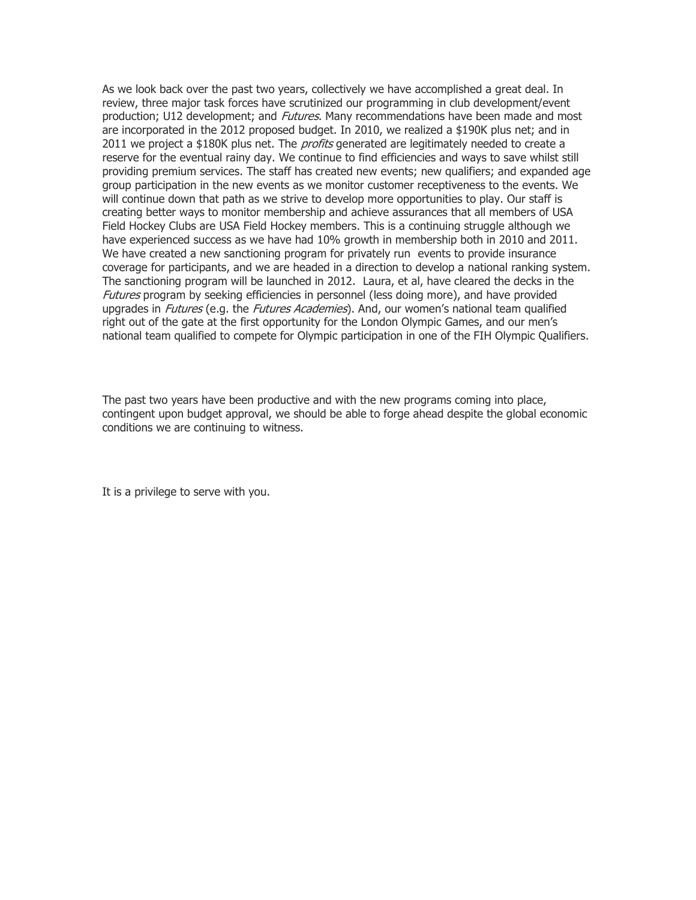As we look back over the past two years, collectively we have accomplished a great deal. In review, three major task forces have scrutinized our programming in club development/event production; U12 development; and *Futures*. Many recommendations have been made and most are incorporated in the 2012 proposed budget. In 2010, we realized a $190K plus net; and in 2011 we project a $180K plus net. The *profits* generated are legitimately needed to create a reserve for the eventual rainy day. We continue to find efficiencies and ways to save whilst still providing premium services. The staff has created new events; new qualifiers; and expanded age group participation in the new events as we monitor customer receptiveness to the events. We will continue down that path as we strive to develop more opportunities to play. Our staff is creating better ways to monitor membership and achieve assurances that all members of USA Field Hockey Clubs are USA Field Hockey members. This is a continuing struggle although we have experienced success as we have had 10% growth in membership both in 2010 and 2011. We have created a new sanctioning program for privately run events to provide insurance coverage for participants, and we are headed in a direction to develop a national ranking system. The sanctioning program will be launched in 2012. Laura, et al, have cleared the decks in the *Futures* program by seeking efficiencies in personnel (less doing more), and have provided upgrades in *Futures* (e.g. the *Futures Academies*). And, our women's national team qualified right out of the gate at the first opportunity for the London Olympic Games, and our men's national team qualified to compete for Olympic participation in one of the FIH Olympic Qualifiers.

The past two years have been productive and with the new programs coming into place, contingent upon budget approval, we should be able to forge ahead despite the global economic conditions we are continuing to witness.

It is a privilege to serve with you.